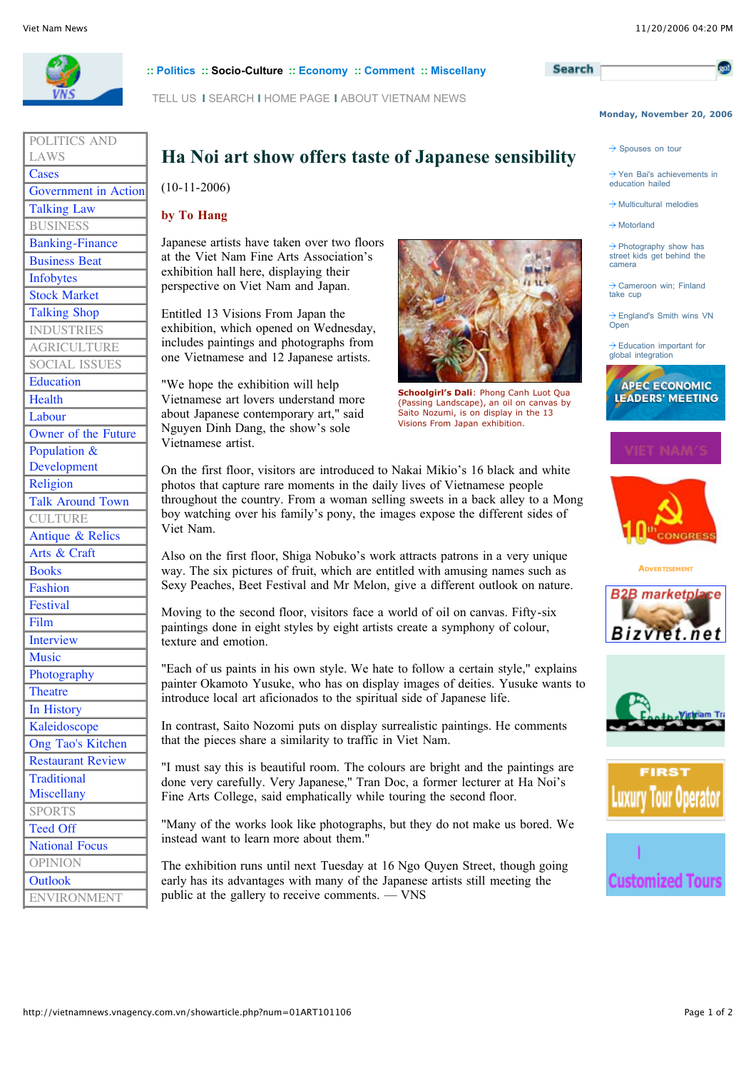# Ha Noi art show offers taste of Japanese sensibility

(10-11-2006)

**by To Hang**

Japanese artists have taken over two floors at the Viet Nam Fine Arts Association's exhibition hall here, displaying their perspective on Viet Nam and Japan.

Entitled 13 Visions From Japan the exhibition, which opened on Wednesday, includes paintings and photographs from one Vietnamese and 12 Japanese artists.

"We hope the exhibition will help Vietnamese art lovers understand more about Japanese contemporary art," said Nguyen Dinh Dang, the show's sole Vietnamese artist.

**Schoolgirl's Dali**: Phong Canh Luot Qua (Passing Landscape), an oil on canvas by Saito Nozumi, is on display in the 13 Visions From Japan exhibition.

On the first floor, visitors are introduced to Nakai Mikio's 16 black and white photos that capture rare moments in the daily lives of Vietnamese people throughout the country. From a woman selling sweets in a back alley to a Mong boy watching over his family's pony, the images expose the different sides of Viet Nam.

Also on the first floor, Shiga Nobuko's work attracts patrons in a very unique way. The six pictures of fruit, which are entitled with amusing names such as Sexy Peaches, Beet Festival and Mr Melon, give a different outlook on nature.

Moving to the second floor, visitors face a world of oil on canvas. Fifty-six paintings done in eight styles by eight artists create a symphony of colour, texture and emotion.

"Each of us paints in his own style. We hate to follow a certain style," explains painter Okamoto Yusuke, who has on display images of deities. Yusuke wants to introduce local art aficionados to the spiritual side of Japanese life.

In contrast, Saito Nozomi puts on display surrealistic paintings. He comments that the pieces share a similarity to traffic in Viet Nam.

"I must say this is beautiful room. The colours are bright and the paintings are done very carefully. Very Japanese," Tran Doc, a former lecturer at Ha Noi's Fine Arts College, said emphatically while touring the second floor.

"Many of the works look like photographs, but they do not make us bored. We instead want to learn more about them."

The exhibition runs until next Tuesday at 16 Ngo Quyen Street, though going early has its advantages with many of the Japanese artists still meeting the public at the gallery to receive comments. — VNS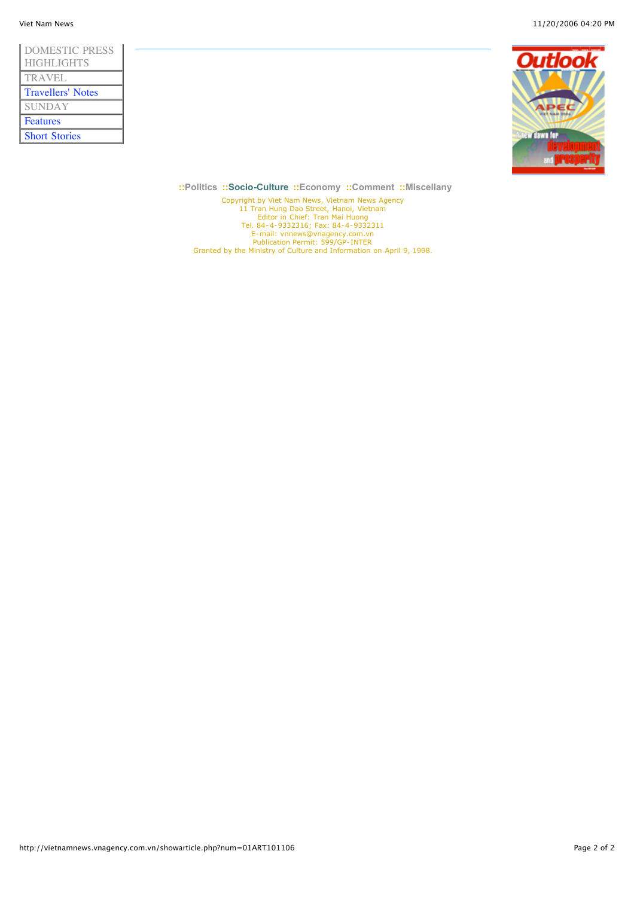DOMESTIC PRESS HIGHLIGHTS

TRAVEL

Travellers' Notes

SUNDAY

Features

Short Stories

::Politics ::Socio-Culture ::Economy ::Comment ::Miscellany

Copyright by Viet Nam News, Vietnam News Agency
11 Tran Hung Dao Street, Hanoi, Vietnam
Editor in Chief: Tran Mai Huong
Tel. 84-4-9332316; Fax: 84-4-9332311
E-mail: vnnews@vnagency.com.vn
Publication Permit: 599/GP-INTER
Granted by the Ministry of Culture and Information on April 9, 1998.